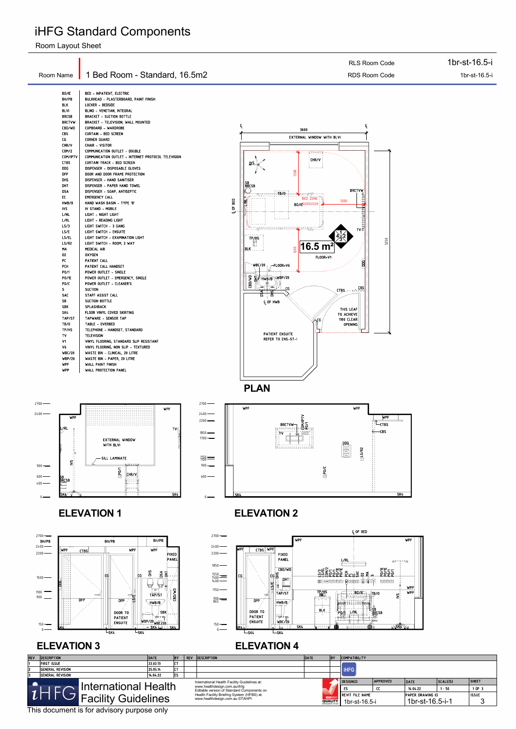# iHFG Standard Components

Room Layout Sheet

| Room Name | 1 Bed Room - Standard, 16.5m2 | RLS Room Code | 1br-st-16.5-i |
|---|---|---|---|
| | | RDS Room Code | 1br-st-16.5-i |

| Code | Description |
|---|---|
| BD/IE | BED - INPATIENT, ELECTRIC |
| BH/PB | BULKHEAD - PLASTERBOARD, PAINT FINISH |
| BLK | LOCKER - BEDSIDE |
| BLVI | BLIND - VENETIAN, INTEGRAL |
| BRCSB | BRACKET - SUCTION BOTTLE |
| BRCTVW | BRACKET - TELEVISION, WALL MOUNTED |
| CBD/WD | CUPBOARD - WARDROBE |
| CBS | CURTAIN - BED SCREEN |
| CG | CORNER GUARD |
| CHR/V | CHAIR - VISITOR |
| COM/2 | COMMUNICATION OUTLET - DOUBLE |
| COM/IPTV | COMMUNICATION OUTLET - INTERNET PROTOCOL TELEVISION |
| CTBS | CURTAIN TRACK - BED SCREEN |
| DDG | DISPENSER - DISPOSABLE GLOVES |
| DFP | DOOR AND DOOR FRAME PROTECTION |
| DHS | DISPENSER - HAND SANITISER |
| DHT | DISPENSER - PAPER HAND TOWEL |
| DSA | DISPENSER - SOAP, ANTISEPTIC |
| EC | EMERGENCY CALL |
| HWB/B | HAND WASH BASIN - TYPE 'B' |
| IVS | IV STAND - MOBILE |
| L/NL | LIGHT - NIGHT LIGHT |
| L/RL | LIGHT - READING LIGHT |
| LS/3 | LIGHT SWITCH - 3 GANG |
| LS/E | LIGHT SWITCH - ENSUITE |
| LS/EL | LIGHT SWITCH - EXAMINATION LIGHT |
| LS/R2 | LIGHT SWITCH - ROOM, 2 WAY |
| MA | MEDICAL AIR |
| O2 | OXYGEN |
| PC | PATIENT CALL |
| PCH | PATIENT CALL HANDSET |
| PO/1 | POWER OUTLET - SINGLE |
| PO/1E | POWER OUTLET - EMERGENCY, SINGLE |
| PO/C | POWER OUTLET - CLEANER'S |
| S | SUCTION |
| SAC | STAFF ASSIST CALL |
| SB | SUCTION BOTTLE |
| SBK | SPLASHBACK |
| SK4 | FLOOR VINYL COVED SKIRTING |
| TAP/ST | TAPWARE - SENSOR TAP |
| TB/O | TABLE - OVERBED |
| TP/HS | TELEPHONE - HANDSET, STANDARD |
| TV | TELEVISION |
| V1 | VINYL FLOORING, STANDARD SLIP RESISTANT |
| V6 | VINYL FLOORING, NON SLIP - TEXTURED |
| WBC/20 | WASTE BIN - CLINICAL, 20 LITRE |
| WBP/20 | WASTE BIN - PAPER, 20 LITRE |
| WPF | WALL PAINT FINISH |
| WPP | WALL PROTECTION PANEL |

## PLAN

3600; 5250; EXTERNAL WINDOW WITH BLVI; CHR/V; IVS; SB BRCSB; TB/O; BED ZONE; BD/IE 920X2220; 1200; BRCTVW; TV; L/NL; ℄ OF BED; TP/HS; BLK; 16.5 m²; FLOOR=V1; WBC/20; FLOOR=V6; CBD/WD; HWB/B; WBP/20; DSA; DHS; CG; ℄ OF HWB; CTBS; CBS; DDG; THIS LEAF TO ACHIEVE 1100 CLEAR OPENING; PATIENT ENSUITE REFER TO ENS-ST-I

## ELEVATION 1

WPF; L/RL; TV; EXTERNAL WINDOW WITH BLVI; SILL LAMINATE; IVS; PO/1; CHR/V; SB BRCSB; SK4

## ELEVATION 2

WPF; BRCTVW; COM/IPTV; PO/1; TV; DDG; LS/R2; PO/C; CTBS; CBS; SK4

## ELEVATION 3

BH/PB; WPF; CTBS; FIXED PANEL; DDG; CG; DHS; DSA; DHT; LS/E; TAP/ST; HWB/B; CBD/WD; DFP; DOOR TO PATIENT ENSUITE; SBK; WBP/20; WBC/20; SK4

## ELEVATION 4

℄ OF BED; WPF; CTBS; FIXED PANEL; CBD/WD; DHT; CG; DHS; LS/E; TAP/ST; HWB/B; L/RL; LS/3; LS/EL; COM/2; PO/1; PO/1E; PC; EC; SAC; O2; MA; S; TP/HS; BD/IE; TB/O; IVS; WPP; BLK; PO/1; L/NL; SB BRCSB; DFP; DOOR TO PATIENT ENSUITE; WBC/20; SK4

| REV | DESCRIPTION | DATE | BY |
|---|---|---|---|
| 1 | FIRST ISSUE | 22.02.13 | CT |
| 2 | GENERAL REVISION | 25.05.14 | CT |
| 3 | GENERAL REVISION | 14.04.22 | ES |

International Health Facility Guidelines

International Health Facility Guidelines at: www.healthdesign.com.au/ihfg
Editable version of Standard Components on Health Facility Briefing System (HFBS) at: www.healthdesign.com.au ©TAHPI

| DESIGNED | APPROVED | DATE | SCALE(S) | SHEET |
|---|---|---|---|---|
| ES | CC | 14.04.22 | 1 : 50 | 1 OF 3 |
| REVIT FILE NAME | | PAPER DRAWING ID | | ISSUE |
| 1br-st-16.5-i | | 1br-st-16.5-i-1 | | 3 |

This document is for advisory purpose only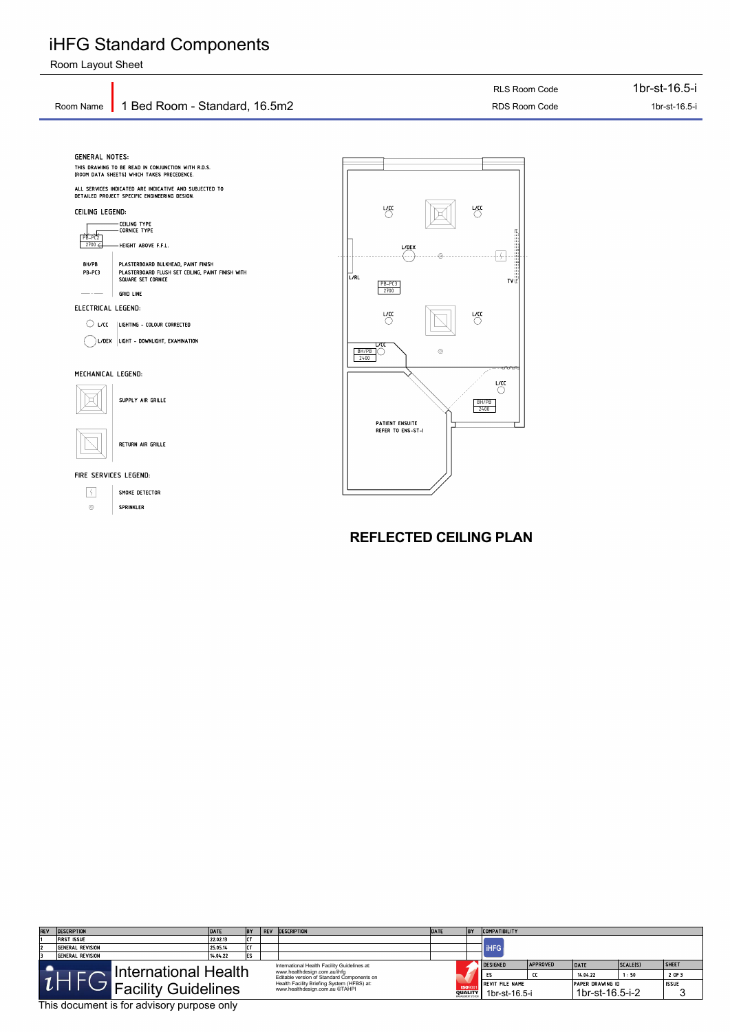# iHFG Standard Components

Room Layout Sheet

| Room Name | 1 Bed Room - Standard, 16.5m2 | RLS Room Code | 1br-st-16.5-i |
|---|---|---|---|
| | | RDS Room Code | 1br-st-16.5-i |

GENERAL NOTES:

THIS DRAWING TO BE READ IN CONJUNCTION WITH R.D.S. (ROOM DATA SHEETS) WHICH TAKES PRECEDENCE.

ALL SERVICES INDICATED ARE INDICATIVE AND SUBJECTED TO DETAILED PROJECT SPECIFIC ENGINEERING DESIGN.

CEILING LEGEND:

PB-PC2 / 2700 — CEILING TYPE, CORNICE TYPE, HEIGHT ABOVE F.F.L.

| | |
|---|---|
| BH/PB | PLASTERBOARD BULKHEAD, PAINT FINISH |
| PB-PC3 | PLASTERBOARD FLUSH SET CEILING, PAINT FINISH WITH SQUARE SET CORNICE |
| | GRID LINE |

ELECTRICAL LEGEND:

| | |
|---|---|
| L/CC | LIGHTING - COLOUR CORRECTED |
| L/DEX | LIGHT - DOWNLIGHT, EXAMINATION |

MECHANICAL LEGEND:

- SUPPLY AIR GRILLE
- RETURN AIR GRILLE

FIRE SERVICES LEGEND:

- SMOKE DETECTOR
- SPRINKLER

L/CC, L/CC, L/DEX, L/RL, PB-PC3 2700, TV, L/CC, L/CC, L/CC, BH/PB 2400, L/CC, BH/PB 2400

PATIENT ENSUITE REFER TO ENS-ST-I

## REFLECTED CEILING PLAN

| REV | DESCRIPTION | DATE | BY | REV | DESCRIPTION | DATE | BY |
|---|---|---|---|---|---|---|---|
| 1 | FIRST ISSUE | 22.02.13 | CT | | | | |
| 2 | GENERAL REVISION | 25.05.14 | CT | | | | |
| 3 | GENERAL REVISION | 14.04.22 | ES | | | | |

COMPATIBILITY: iHFG

| DESIGNED | APPROVED | DATE | SCALE(S) | SHEET |
|---|---|---|---|---|
| ES | CC | 14.04.22 | 1 : 50 | 2 OF 3 |

| REVIT FILE NAME | PAPER DRAWING ID | ISSUE |
|---|---|---|
| 1br-st-16.5-i | 1br-st-16.5-i-2 | 3 |

iHFG International Health Facility Guidelines

International Health Facility Guidelines at: www.healthdesign.com.au/ihfg
Editable version of Standard Components on Health Facility Briefing System (HFBS) at: www.healthdesign.com.au ©TAHPI

This document is for advisory purpose only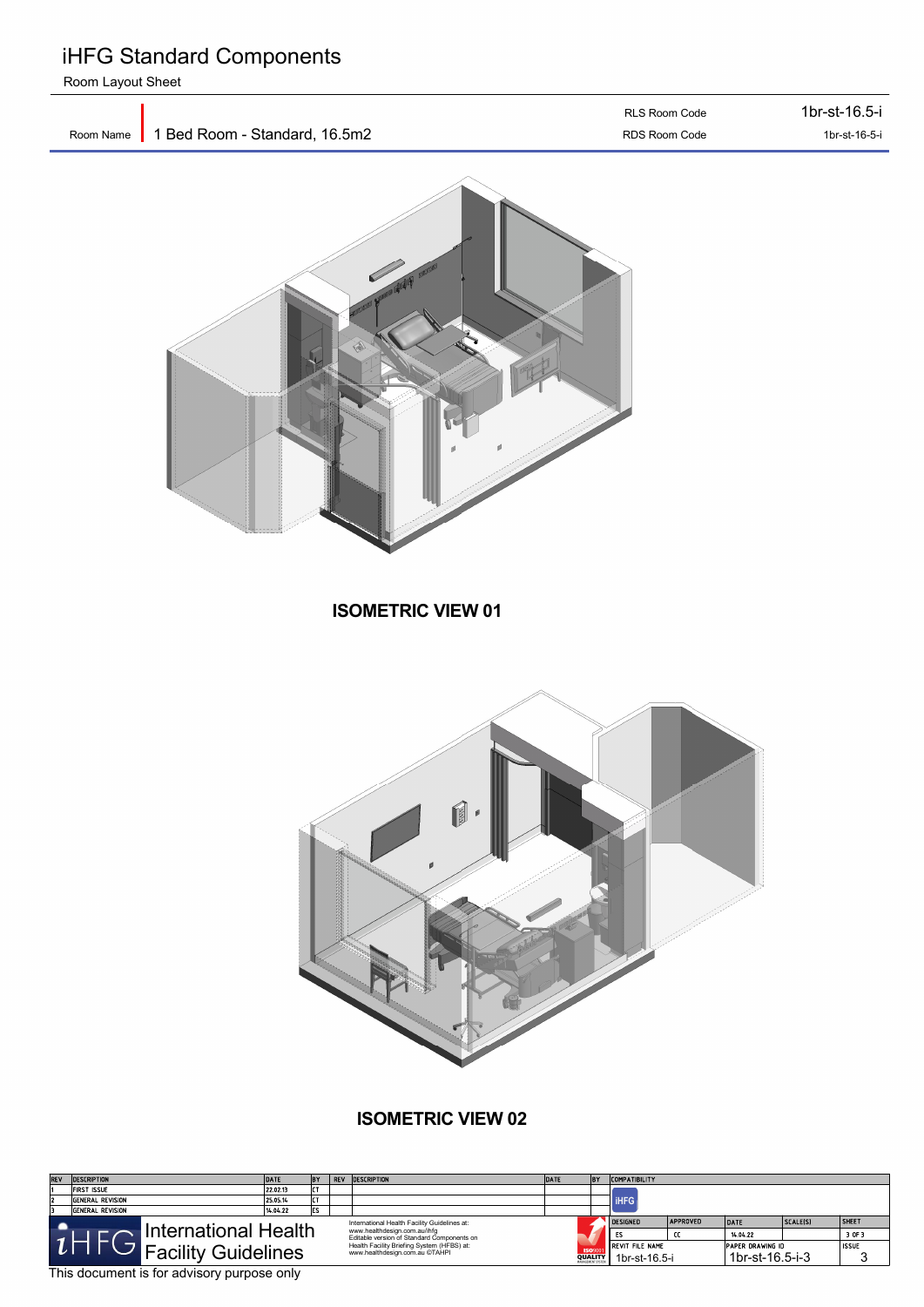# iHFG Standard Components

Room Layout Sheet

| | | | |
|---|---|---|---|
| Room Name | 1 Bed Room - Standard, 16.5m2 | RLS Room Code | 1br-st-16.5-i |
| | | RDS Room Code | 1br-st-16-5-i |

**ISOMETRIC VIEW 01**

**ISOMETRIC VIEW 02**

| REV | DESCRIPTION | DATE | BY | REV | DESCRIPTION | DATE | BY |
|---|---|---|---|---|---|---|---|
| 1 | FIRST ISSUE | 22.02.13 | CT | | | | |
| 2 | GENERAL REVISION | 25.05.14 | CT | | | | |
| 3 | GENERAL REVISION | 14.04.22 | ES | | | | |

COMPATIBILITY: iHFG

| DESIGNED | APPROVED | DATE | SCALE(S) | SHEET |
|---|---|---|---|---|
| ES | CC | 14.04.22 | | 3 OF 3 |
| REVIT FILE NAME | | PAPER DRAWING ID | | ISSUE |
| 1br-st-16.5-i | | 1br-st-16.5-i-3 | | 3 |

iHFG International Health Facility Guidelines

International Health Facility Guidelines at:
www.healthdesign.com.au/ihfg
Editable version of Standard Components on
Health Facility Briefing System (HFBS) at:
www.healthdesign.com.au ©TAHPI

This document is for advisory purpose only